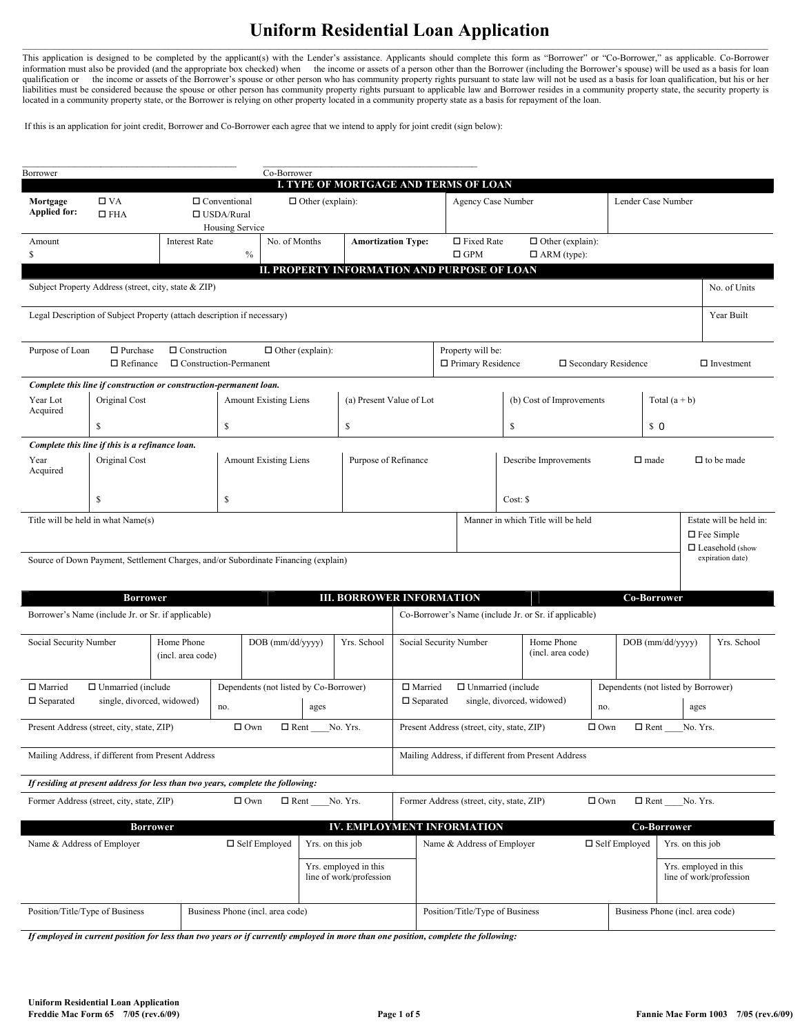# Uniform Residential Loan Application

This application is designed to be completed by the applicant(s) with the Lender's assistance. Applicants should complete this form as "Borrower" or "Co-Borrower," as applicable. Co-Borrower information must also be provided (and the appropriate box checked) when ☐ the income or assets of a person other than the Borrower (including the Borrower's spouse) will be used as a basis for loan qualification or ☐ the income or assets of the Borrower's spouse or other person who has community property rights pursuant to state law will not be used as a basis for loan qualification, but his or her liabilities must be considered because the spouse or other person has community property rights pursuant to applicable law and Borrower resides in a community property state, the security property is located in a community property state, or the Borrower is relying on other property located in a community property state as a basis for repayment of the loan.

If this is an application for joint credit, Borrower and Co-Borrower each agree that we intend to apply for joint credit (sign below):

\_\_\_\_\_\_\_\_\_\_\_\_\_\_\_\_\_\_\_\_\_\_\_\_\_\_\_\_\_\_\_\_ Borrower

\_\_\_\_\_\_\_\_\_\_\_\_\_\_\_\_\_\_\_\_\_\_\_\_\_\_\_\_\_\_\_\_ Co-Borrower

## I. TYPE OF MORTGAGE AND TERMS OF LOAN

| | | | | |
|---|---|---|---|---|
| **Mortgage Applied for:** ☐ VA ☐ FHA | ☐ Conventional ☐ USDA/Rural Housing Service | ☐ Other (explain): | Agency Case Number | Lender Case Number |

| | | | | |
|---|---|---|---|---|
| Amount $ | Interest Rate % | No. of Months | **Amortization Type:** | ☐ Fixed Rate ☐ GPM ☐ Other (explain): ☐ ARM (type): |

## II. PROPERTY INFORMATION AND PURPOSE OF LOAN

| | |
|---|---|
| Subject Property Address (street, city, state & ZIP) | No. of Units |
| Legal Description of Subject Property (attach description if necessary) | Year Built |

Purpose of Loan ☐ Purchase ☐ Construction ☐ Other (explain): ☐ Refinance ☐ Construction-Permanent

Property will be: ☐ Primary Residence ☐ Secondary Residence ☐ Investment

***Complete this line if construction or construction-permanent loan.***

| Year Lot Acquired | Original Cost | Amount Existing Liens | (a) Present Value of Lot | (b) Cost of Improvements | Total (a + b) |
|---|---|---|---|---|---|
| | $ | $ | $ | $ | $ 0 |

***Complete this line if this is a refinance loan.***

| Year Acquired | Original Cost | Amount Existing Liens | Purpose of Refinance | Describe Improvements ☐ made ☐ to be made |
|---|---|---|---|---|
| | $ | $ | | Cost: $ |

| | | |
|---|---|---|
| Title will be held in what Name(s) | Manner in which Title will be held | Estate will be held in: ☐ Fee Simple ☐ Leasehold (show expiration date) |
| Source of Down Payment, Settlement Charges, and/or Subordinate Financing (explain) | | |

## III. BORROWER INFORMATION

| Borrower | | | | Co-Borrower | | | |
|---|---|---|---|---|---|---|---|
| Borrower's Name (include Jr. or Sr. if applicable) | | | | Co-Borrower's Name (include Jr. or Sr. if applicable) | | | |
| Social Security Number | Home Phone (incl. area code) | DOB (mm/dd/yyyy) | Yrs. School | Social Security Number | Home Phone (incl. area code) | DOB (mm/dd/yyyy) | Yrs. School |
| ☐ Married ☐ Unmarried (include single, divorced, widowed) ☐ Separated | | Dependents (not listed by Co-Borrower) no. ages | | ☐ Married ☐ Unmarried (include single, divorced, widowed) ☐ Separated | | Dependents (not listed by Borrower) no. ages | |
| Present Address (street, city, state, ZIP) ☐ Own ☐ Rent \_\_\_\_No. Yrs. | | | | Present Address (street, city, state, ZIP) ☐ Own ☐ Rent \_\_\_\_No. Yrs. | | | |
| Mailing Address, if different from Present Address | | | | Mailing Address, if different from Present Address | | | |

***If residing at present address for less than two years, complete the following:***

| Borrower | Co-Borrower |
|---|---|
| Former Address (street, city, state, ZIP) ☐ Own ☐ Rent \_\_\_\_No. Yrs. | Former Address (street, city, state, ZIP) ☐ Own ☐ Rent \_\_\_\_No. Yrs. |

## IV. EMPLOYMENT INFORMATION

| Borrower | | | Co-Borrower | | |
|---|---|---|---|---|---|
| Name & Address of Employer | ☐ Self Employed | Yrs. on this job | Name & Address of Employer | ☐ Self Employed | Yrs. on this job |
| | | Yrs. employed in this line of work/profession | | | Yrs. employed in this line of work/profession |
| Position/Title/Type of Business | Business Phone (incl. area code) | | Position/Title/Type of Business | Business Phone (incl. area code) | |

***If employed in current position for less than two years or if currently employed in more than one position, complete the following:***

Uniform Residential Loan Application
Freddie Mac Form 65 7/05 (rev.6/09)
Fannie Mae Form 1003 7/05 (rev.6/09)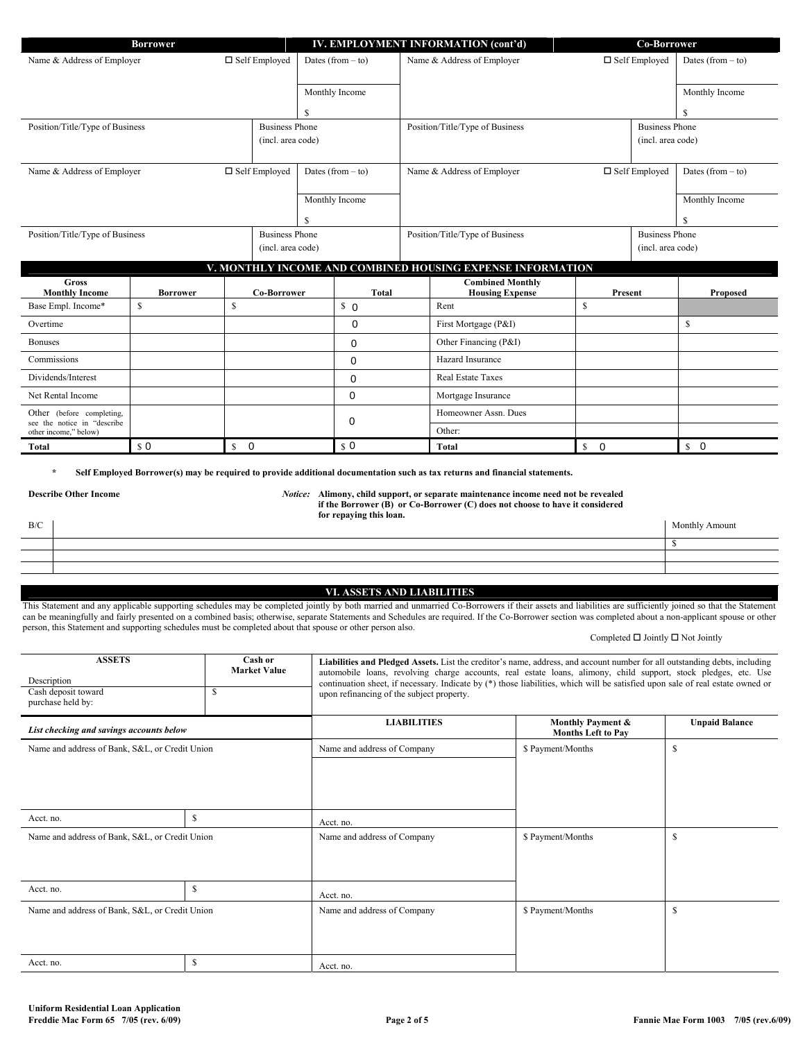## IV. EMPLOYMENT INFORMATION (cont'd)

| Borrower | | | Co-Borrower | | |
|---|---|---|---|---|---|
| Name & Address of Employer | ☐ Self Employed | Dates (from – to) | Name & Address of Employer | ☐ Self Employed | Dates (from – to) |
| | | Monthly Income<br>$ | | | Monthly Income<br>$ |
| Position/Title/Type of Business | | Business Phone (incl. area code) | Position/Title/Type of Business | | Business Phone (incl. area code) |
| Name & Address of Employer | ☐ Self Employed | Dates (from – to) | Name & Address of Employer | ☐ Self Employed | Dates (from – to) |
| | | Monthly Income<br>$ | | | Monthly Income<br>$ |
| Position/Title/Type of Business | | Business Phone (incl. area code) | Position/Title/Type of Business | | Business Phone (incl. area code) |

## V. MONTHLY INCOME AND COMBINED HOUSING EXPENSE INFORMATION

| Gross Monthly Income | Borrower | Co-Borrower | Total | Combined Monthly Housing Expense | Present | Proposed |
|---|---|---|---|---|---|---|
| Base Empl. Income* | $ | $ | $ 0 | Rent | $ | |
| Overtime | | | 0 | First Mortgage (P&I) | | $ |
| Bonuses | | | 0 | Other Financing (P&I) | | |
| Commissions | | | 0 | Hazard Insurance | | |
| Dividends/Interest | | | 0 | Real Estate Taxes | | |
| Net Rental Income | | | 0 | Mortgage Insurance | | |
| Other (before completing, see the notice in "describe other income," below) | | | 0 | Homeowner Assn. Dues | | |
| | | | | Other: | | |
| **Total** | $ 0 | $ 0 | $ 0 | **Total** | $ 0 | $ 0 |

\* **Self Employed Borrower(s) may be required to provide additional documentation such as tax returns and financial statements.**

**Describe Other Income**

*Notice:* **Alimony, child support, or separate maintenance income need not be revealed if the Borrower (B) or Co-Borrower (C) does not choose to have it considered for repaying this loan.**

| B/C | | Monthly Amount |
|---|---|---|
| | | $ |
| | | |
| | | |

## VI. ASSETS AND LIABILITIES

This Statement and any applicable supporting schedules may be completed jointly by both married and unmarried Co-Borrowers if their assets and liabilities are sufficiently joined so that the Statement can be meaningfully and fairly presented on a combined basis; otherwise, separate Statements and Schedules are required. If the Co-Borrower section was completed about a non-applicant spouse or other person, this Statement and supporting schedules must be completed about that spouse or other person also.

Completed ☐ Jointly ☐ Not Jointly

| ASSETS<br>Description | Cash or Market Value | **Liabilities and Pledged Assets.** List the creditor's name, address, and account number for all outstanding debts, including automobile loans, revolving charge accounts, real estate loans, alimony, child support, stock pledges, etc. Use continuation sheet, if necessary. Indicate by (*) those liabilities, which will be satisfied upon sale of real estate owned or upon refinancing of the subject property. | | |
|---|---|---|---|---|
| Cash deposit toward purchase held by: | $ | | | |
| ***List checking and savings accounts below*** | | **LIABILITIES** | **Monthly Payment & Months Left to Pay** | **Unpaid Balance** |
| Name and address of Bank, S&L, or Credit Union | | Name and address of Company | $ Payment/Months | $ |
| Acct. no. | $ | Acct. no. | | |
| Name and address of Bank, S&L, or Credit Union | | Name and address of Company | $ Payment/Months | $ |
| Acct. no. | $ | Acct. no. | | |
| Name and address of Bank, S&L, or Credit Union | | Name and address of Company | $ Payment/Months | $ |
| Acct. no. | $ | Acct. no. | | |

Uniform Residential Loan Application
Freddie Mac Form 65 7/05 (rev. 6/09)

Fannie Mae Form 1003 7/05 (rev.6/09)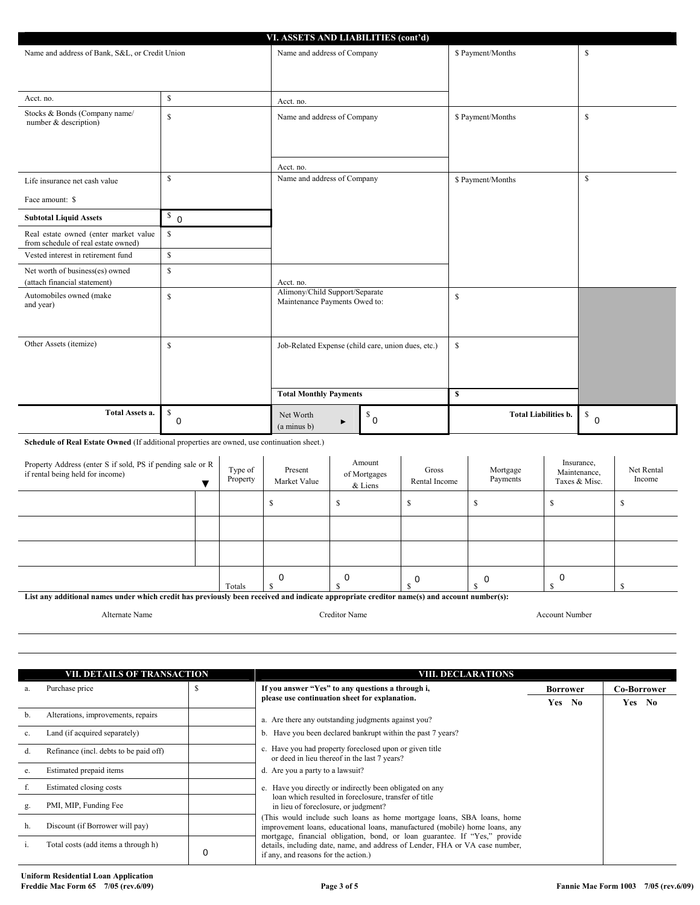## VI. ASSETS AND LIABILITIES (cont'd)

| | | | | |
|---|---|---|---|---|
| Name and address of Bank, S&L, or Credit Union | | Name and address of Company | $ Payment/Months | $ |
| Acct. no. | $ | Acct. no. | | |
| Stocks & Bonds (Company name/ number & description) | $ | Name and address of Company | $ Payment/Months | $ |
| | | Acct. no. | | |
| Life insurance net cash value<br>Face amount: $ | $ | Name and address of Company | $ Payment/Months | $ |
| **Subtotal Liquid Assets** | $ 0 | | | |
| Real estate owned (enter market value from schedule of real estate owned) | $ | | | |
| Vested interest in retirement fund | $ | | | |
| Net worth of business(es) owned (attach financial statement) | $ | Acct. no. | | |
| Automobiles owned (make and year) | $ | Alimony/Child Support/Separate Maintenance Payments Owed to: | $ | |
| Other Assets (itemize) | $ | Job-Related Expense (child care, union dues, etc.) | $ | |
| | | **Total Monthly Payments** | **$** | |
| **Total Assets a.** | $ 0 | Net Worth (a minus b) ► $ 0 | **Total Liabilities b.** | $ 0 |

**Schedule of Real Estate Owned** (If additional properties are owned, use continuation sheet.)

| Property Address (enter S if sold, PS if pending sale or R if rental being held for income) | ▼ | Type of Property | Present Market Value | Amount of Mortgages & Liens | Gross Rental Income | Mortgage Payments | Insurance, Maintenance, Taxes & Misc. | Net Rental Income |
|---|---|---|---|---|---|---|---|---|
| | | | $ | $ | $ | $ | $ | $ |
| | | | | | | | | |
| | | | | | | | | |
| | | Totals | $ 0 | $ 0 | $ 0 | $ 0 | $ 0 | $ |

**List any additional names under which credit has previously been received and indicate appropriate creditor name(s) and account number(s):**

| Alternate Name | Creditor Name | Account Number |
|---|---|---|
| | | |
| | | |

## VII. DETAILS OF TRANSACTION

| | | |
|---|---|---|
| a. | Purchase price | $ |
| b. | Alterations, improvements, repairs | |
| c. | Land (if acquired separately) | |
| d. | Refinance (incl. debts to be paid off) | |
| e. | Estimated prepaid items | |
| f. | Estimated closing costs | |
| g. | PMI, MIP, Funding Fee | |
| h. | Discount (if Borrower will pay) | |
| i. | Total costs (add items a through h) | 0 |

## VIII. DECLARATIONS

| **If you answer "Yes" to any questions a through i, please use continuation sheet for explanation.** | **Borrower** Yes No | **Co-Borrower** Yes No |
|---|---|---|
| a. Are there any outstanding judgments against you? | | |
| b. Have you been declared bankrupt within the past 7 years? | | |
| c. Have you had property foreclosed upon or given title or deed in lieu thereof in the last 7 years? | | |
| d. Are you a party to a lawsuit? | | |
| e. Have you directly or indirectly been obligated on any loan which resulted in foreclosure, transfer of title in lieu of foreclosure, or judgment? (This would include such loans as home mortgage loans, SBA loans, home improvement loans, educational loans, manufactured (mobile) home loans, any mortgage, financial obligation, bond, or loan guarantee. If "Yes," provide details, including date, name, and address of Lender, FHA or VA case number, if any, and reasons for the action.) | | |

Uniform Residential Loan Application
Freddie Mac Form 65 7/05 (rev.6/09) — Fannie Mae Form 1003 7/05 (rev.6/09)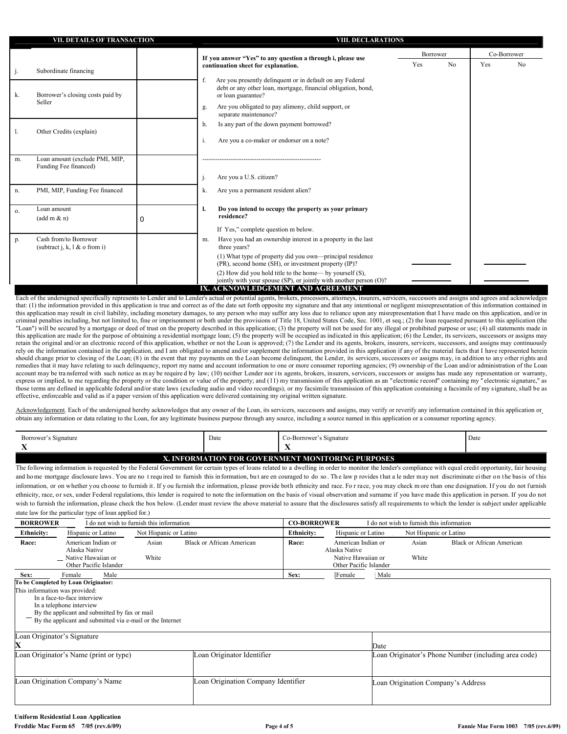## VII. DETAILS OF TRANSACTION

| | | |
|---|---|---|
| j. | Subordinate financing | |
| k. | Borrower's closing costs paid by Seller | |
| l. | Other Credits (explain) | |
| m. | Loan amount (exclude PMI, MIP, Funding Fee financed) | |
| n. | PMI, MIP, Funding Fee financed | |
| o. | Loan amount (add m & n) | 0 |
| p. | Cash from/to Borrower (subtract j, k, l & o from i) | |

## VIII. DECLARATIONS

| If you answer "Yes" to any question a through i, please use continuation sheet for explanation. | Borrower Yes | Borrower No | Co-Borrower Yes | Co-Borrower No |
|---|---|---|---|---|
| f. Are you presently delinquent or in default on any Federal debt or any other loan, mortgage, financial obligation, bond, or loan guarantee? | | | | |
| g. Are you obligated to pay alimony, child support, or separate maintenance? | | | | |
| h. Is any part of the down payment borrowed? | | | | |
| i. Are you a co-maker or endorser on a note? | | | | |
| j. Are you a U.S. citizen? | | | | |
| k. Are you a permanent resident alien? | | | | |
| **l. Do you intend to occupy the property as your primary residence?** If Yes," complete question m below. | | | | |
| m. Have you had an ownership interest in a property in the last three years? | | | | |
| (1) What type of property did you own—principal residence (PR), second home (SH), or investment property (IP)? | | | | |
| (2) How did you hold title to the home— by yourself (S), jointly with your spouse (SP), or jointly with another person (O)? | | | | |

## IX. ACKNOWLEDGEMENT AND AGREEMENT

Each of the undersigned specifically represents to Lender and to Lender's actual or potential agents, brokers, processors, attorneys, insurers, servicers, successors and assigns and agrees and acknowledges that: (1) the information provided in this application is true and correct as of the date set forth opposite my signature and that any intentional or negligent misrepresentation of this information contained in this application may result in civil liability, including monetary damages, to any person who may suffer any loss due to reliance upon any misrepresentation that I have made on this application, and/or in criminal penalties including, but not limited to, fine or imprisonment or both under the provisions of Title 18, United States Code, Sec. 1001, et seq.; (2) the loan requested pursuant to this application (the "Loan") will be secured by a mortgage or deed of trust on the property described in this application; (3) the property will not be used for any illegal or prohibited purpose or use; (4) all statements made in this application are made for the purpose of obtaining a residential mortgage loan; (5) the property will be occupied as indicated in this application; (6) the Lender, its servicers, successors or assigns may retain the original and/or an electronic record of this application, whether or not the Loan is approved; (7) the Lender and its agents, brokers, insurers, servicers, successors, and assigns may continuously rely on the information contained in the application, and I am obligated to amend and/or supplement the information provided in this application if any of the material facts that I have represented herein should change prior to closing of the Loan; (8) in the event that my payments on the Loan become delinquent, the Lender, its servicers, successors or assigns may, in addition to any other rights and remedies that it may have relating to such delinquency, report my name and account information to one or more consumer reporting agencies; (9) ownership of the Loan and/or administration of the Loan account may be transferred with such notice as may be required by law; (10) neither Lender nor its agents, brokers, insurers, servicers, successors or assigns has made any representation or warranty, express or implied, to me regarding the property or the condition or value of the property; and (11) my transmission of this application as an "electronic record" containing my "electronic signature," as those terms are defined in applicable federal and/or state laws (excluding audio and video recordings), or my facsimile transmission of this application containing a facsimile of my signature, shall be as effective, enforceable and valid as if a paper version of this application were delivered containing my original written signature.

Acknowledgement. Each of the undersigned hereby acknowledges that any owner of the Loan, its servicers, successors and assigns, may verify or reverify any information contained in this application or obtain any information or data relating to the Loan, for any legitimate business purpose through any source, including a source named in this application or a consumer reporting agency.

| Borrower's Signature | Date | Co-Borrower's Signature | Date |
|---|---|---|---|
| X | | X | |

## X. INFORMATION FOR GOVERNMENT MONITORING PURPOSES

The following information is requested by the Federal Government for certain types of loans related to a dwelling in order to monitor the lender's compliance with equal credit opportunity, fair housing and home mortgage disclosure laws. You are not required to furnish this information, but are encouraged to do so. The law provides that a lender may not discriminate either on the basis of this information, or on whether you choose to furnish it. If you furnish the information, please provide both ethnicity and race. For race, you may check more than one designation. If you do not furnish ethnicity, race, or sex, under Federal regulations, this lender is required to note the information on the basis of visual observation and surname if you have made this application in person. If you do not wish to furnish the information, please check the box below. (Lender must review the above material to assure that the disclosures satisfy all requirements to which the lender is subject under applicable state law for the particular type of loan applied for.)

| **BORROWER** | I do not wish to furnish this information | **CO-BORROWER** | I do not wish to furnish this information |
|---|---|---|---|
| **Ethnicity:** | Hispanic or Latino; Not Hispanic or Latino | **Ethnicity:** | Hispanic or Latino; Not Hispanic or Latino |
| **Race:** | American Indian or Alaska Native; Asian; Black or African American; Native Hawaiian or Other Pacific Islander; White | **Race:** | American Indian or Alaska Native; Asian; Black or African American; Native Hawaiian or Other Pacific Islander; White |
| **Sex:** | Female; Male | **Sex:** | Female; Male |

**To be Completed by Loan Originator:**

This information was provided:

- In a face-to-face interview
- In a telephone interview
- By the applicant and submitted by fax or mail
- By the applicant and submitted via e-mail or the Internet

| Loan Originator's Signature X | | Date |
|---|---|---|
| Loan Originator's Name (print or type) | Loan Originator Identifier | Loan Originator's Phone Number (including area code) |
| Loan Origination Company's Name | Loan Origination Company Identifier | Loan Origination Company's Address |

**Uniform Residential Loan Application**

**Freddie Mac Form 65 7/05 (rev.6/09)** **Fannie Mae Form 1003 7/05 (rev.6/09)**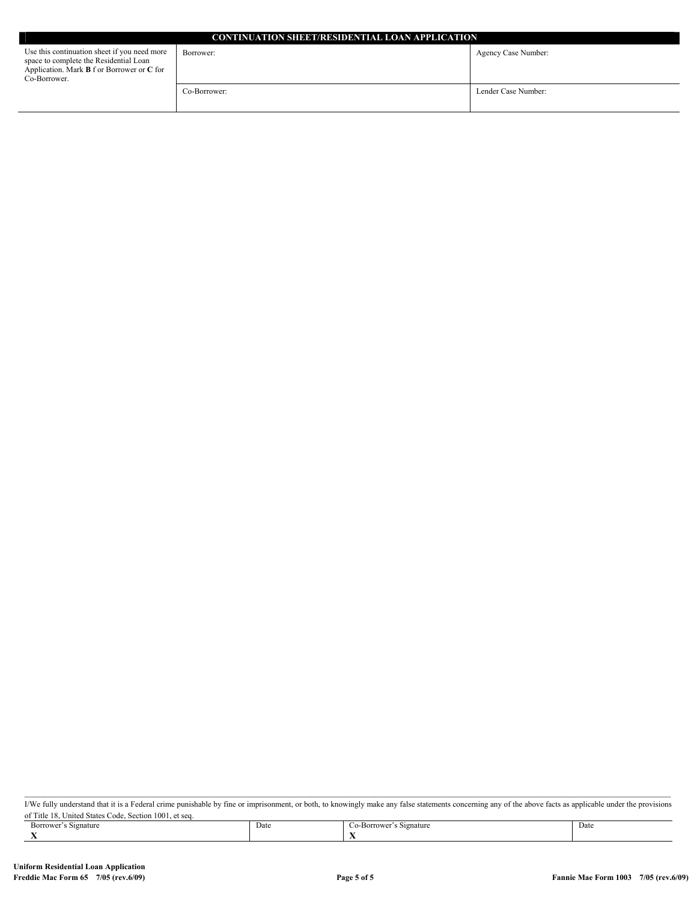## CONTINUATION SHEET/RESIDENTIAL LOAN APPLICATION

| | | |
|---|---|---|
| Use this continuation sheet if you need more space to complete the Residential Loan Application. Mark **B** f or Borrower or **C** for Co-Borrower. | Borrower: | Agency Case Number: |
| | Co-Borrower: | Lender Case Number: |

I/We fully understand that it is a Federal crime punishable by fine or imprisonment, or both, to knowingly make any false statements concerning any of the above facts as applicable under the provisions of Title 18, United States Code, Section 1001, et seq.

| Borrower's Signature | Date | Co-Borrower's Signature | Date |
|---|---|---|---|
| **X** | | **X** | |

**Uniform Residential Loan Application**
**Freddie Mac Form 65 7/05 (rev.6/09)**

**Fannie Mae Form 1003 7/05 (rev.6/09)**